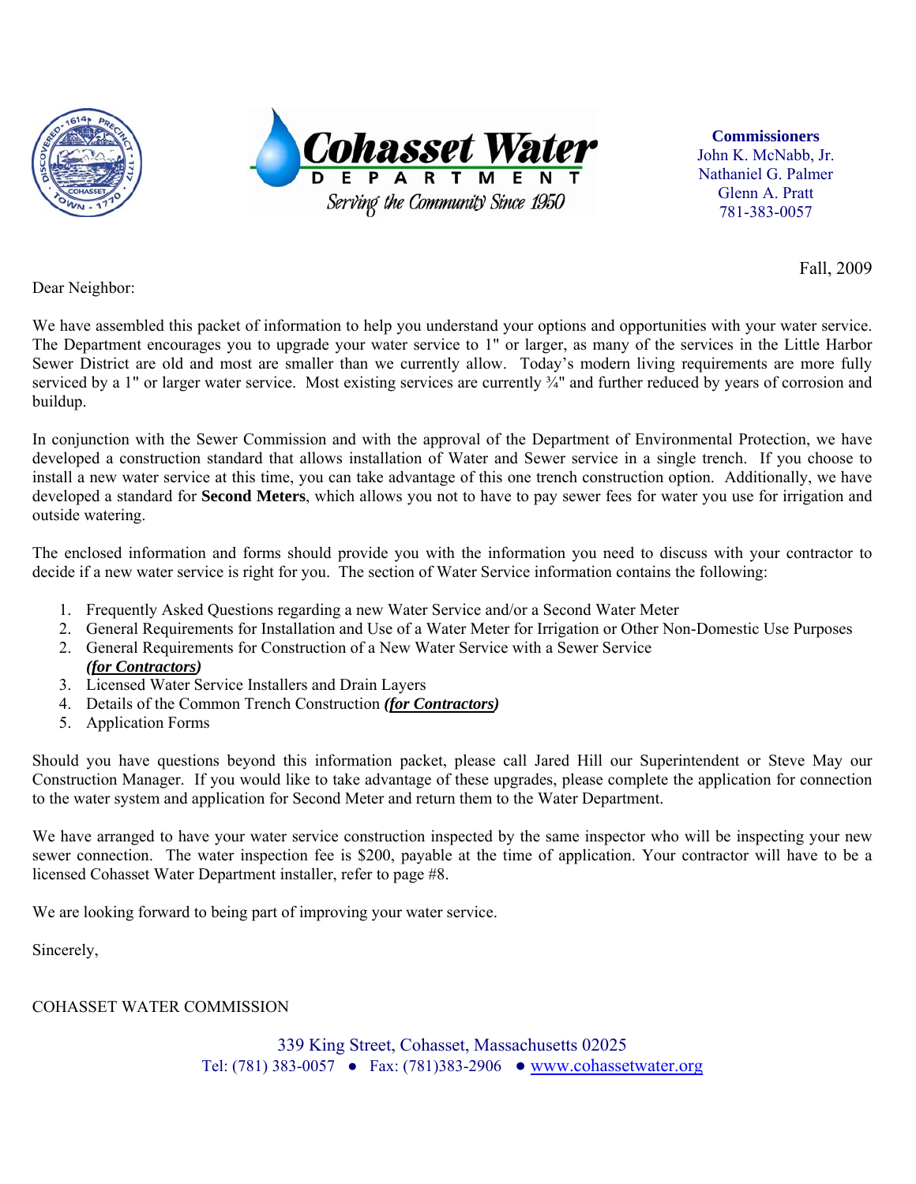Cohasset Water
DEPARTMENT
Serving the Community Since 1950

**Commissioners**
John K. McNabb, Jr.
Nathaniel G. Palmer
Glenn A. Pratt
781-383-0057

Fall, 2009

Dear Neighbor:

We have assembled this packet of information to help you understand your options and opportunities with your water service. The Department encourages you to upgrade your water service to 1" or larger, as many of the services in the Little Harbor Sewer District are old and most are smaller than we currently allow. Today's modern living requirements are more fully serviced by a 1" or larger water service. Most existing services are currently ¾" and further reduced by years of corrosion and buildup.

In conjunction with the Sewer Commission and with the approval of the Department of Environmental Protection, we have developed a construction standard that allows installation of Water and Sewer service in a single trench. If you choose to install a new water service at this time, you can take advantage of this one trench construction option. Additionally, we have developed a standard for **Second Meters**, which allows you not to have to pay sewer fees for water you use for irrigation and outside watering.

The enclosed information and forms should provide you with the information you need to discuss with your contractor to decide if a new water service is right for you. The section of Water Service information contains the following:

1. Frequently Asked Questions regarding a new Water Service and/or a Second Water Meter
2. General Requirements for Installation and Use of a Water Meter for Irrigation or Other Non-Domestic Use Purposes
2. General Requirements for Construction of a New Water Service with a Sewer Service ***(for Contractors)***
3. Licensed Water Service Installers and Drain Layers
4. Details of the Common Trench Construction ***(for Contractors)***
5. Application Forms

Should you have questions beyond this information packet, please call Jared Hill our Superintendent or Steve May our Construction Manager. If you would like to take advantage of these upgrades, please complete the application for connection to the water system and application for Second Meter and return them to the Water Department.

We have arranged to have your water service construction inspected by the same inspector who will be inspecting your new sewer connection. The water inspection fee is $200, payable at the time of application. Your contractor will have to be a licensed Cohasset Water Department installer, refer to page #8.

We are looking forward to being part of improving your water service.

Sincerely,

COHASSET WATER COMMISSION

339 King Street, Cohasset, Massachusetts 02025
Tel: (781) 383-0057 ● Fax: (781)383-2906 ● www.cohassetwater.org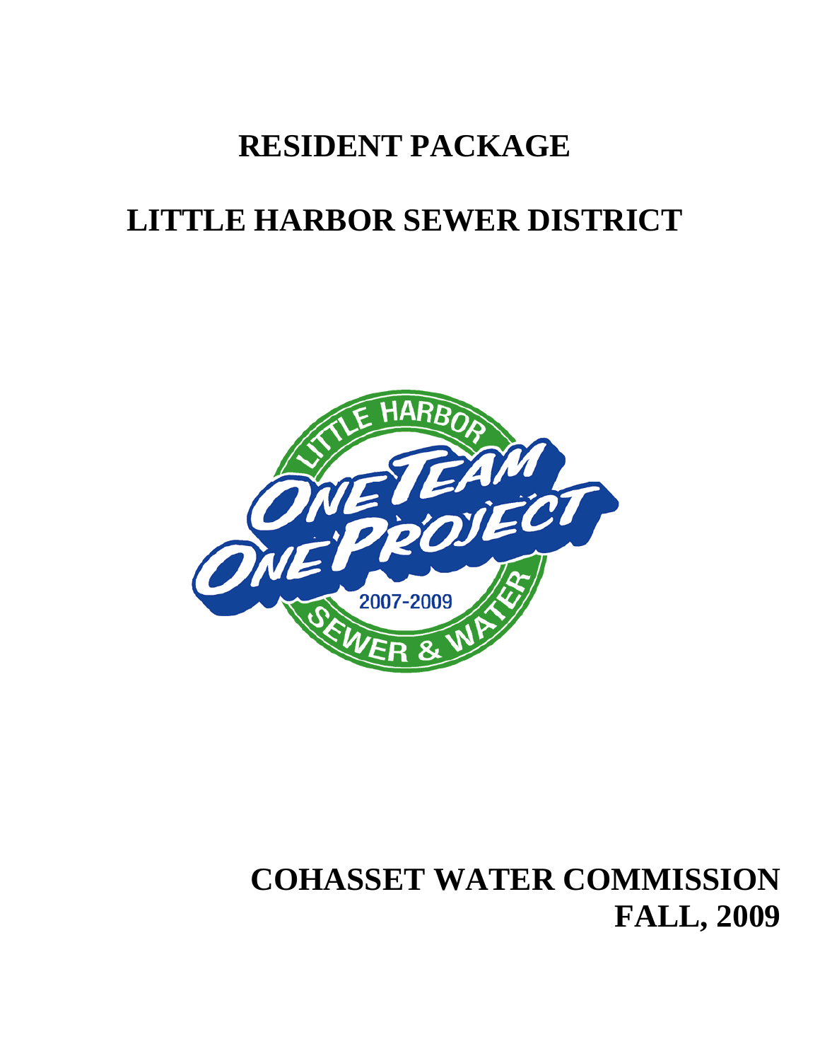# RESIDENT PACKAGE

# LITTLE HARBOR SEWER DISTRICT

# COHASSET WATER COMMISSION
# FALL, 2009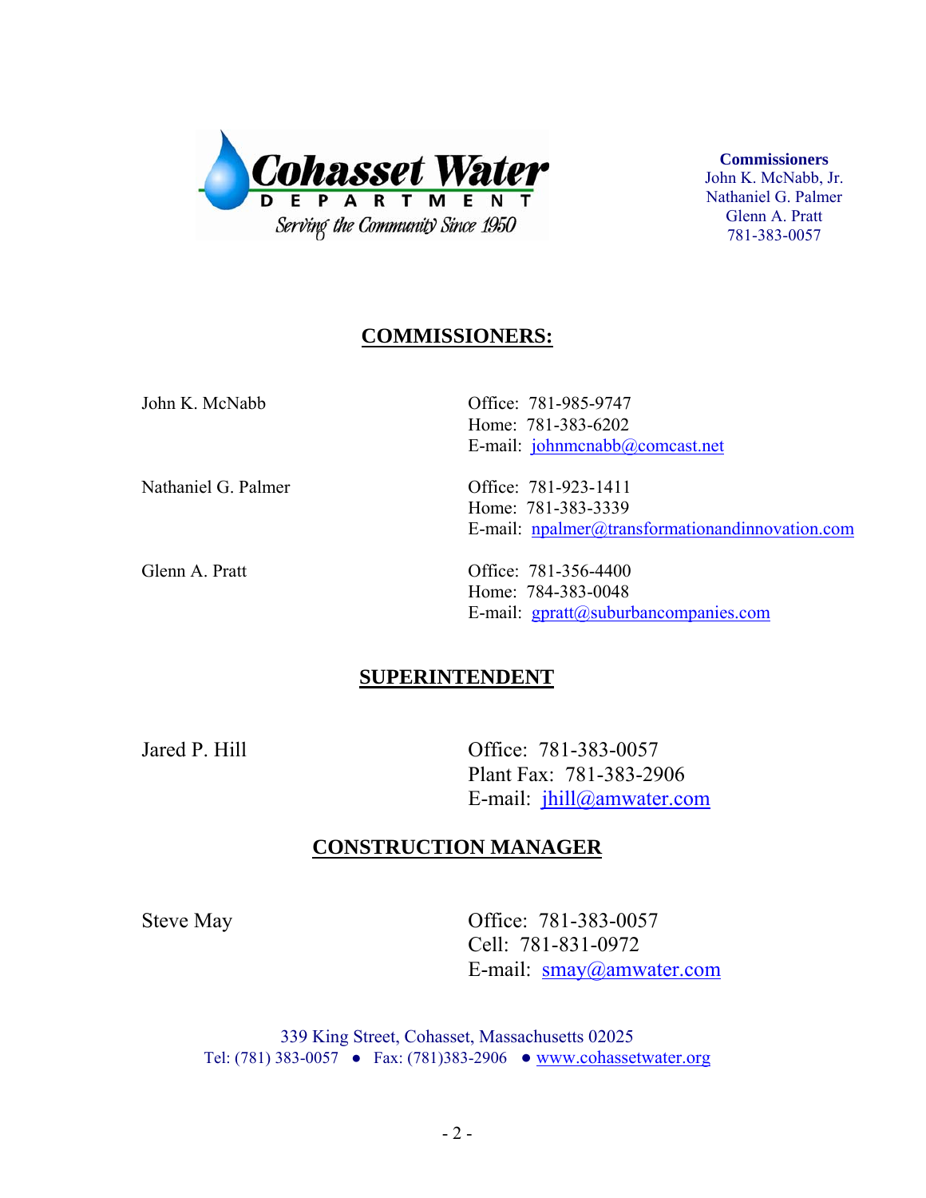**Cohasset Water**
**DEPARTMENT**
*Serving the Community Since 1950*

**Commissioners**
John K. McNabb, Jr.
Nathaniel G. Palmer
Glenn A. Pratt
781-383-0057

## COMMISSIONERS:

John K. McNabb
Office: 781-985-9747
Home: 781-383-6202
E-mail: johnmcnabb@comcast.net

Nathaniel G. Palmer
Office: 781-923-1411
Home: 781-383-3339
E-mail: npalmer@transformationandinnovation.com

Glenn A. Pratt
Office: 781-356-4400
Home: 784-383-0048
E-mail: gpratt@suburbancompanies.com

## SUPERINTENDENT

Jared P. Hill
Office: 781-383-0057
Plant Fax: 781-383-2906
E-mail: jhill@amwater.com

## CONSTRUCTION MANAGER

Steve May
Office: 781-383-0057
Cell: 781-831-0972
E-mail: smay@amwater.com

339 King Street, Cohasset, Massachusetts 02025
Tel: (781) 383-0057 ● Fax: (781)383-2906 ● www.cohassetwater.org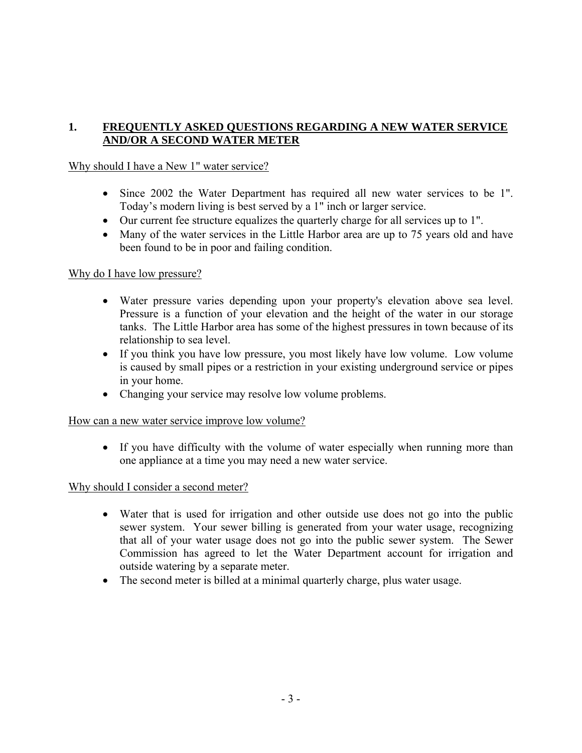## 1. FREQUENTLY ASKED QUESTIONS REGARDING A NEW WATER SERVICE AND/OR A SECOND WATER METER

<u>Why should I have a New 1" water service?</u>

- Since 2002 the Water Department has required all new water services to be 1". Today's modern living is best served by a 1" inch or larger service.
- Our current fee structure equalizes the quarterly charge for all services up to 1".
- Many of the water services in the Little Harbor area are up to 75 years old and have been found to be in poor and failing condition.

<u>Why do I have low pressure?</u>

- Water pressure varies depending upon your property's elevation above sea level. Pressure is a function of your elevation and the height of the water in our storage tanks. The Little Harbor area has some of the highest pressures in town because of its relationship to sea level.
- If you think you have low pressure, you most likely have low volume. Low volume is caused by small pipes or a restriction in your existing underground service or pipes in your home.
- Changing your service may resolve low volume problems.

<u>How can a new water service improve low volume?</u>

- If you have difficulty with the volume of water especially when running more than one appliance at a time you may need a new water service.

<u>Why should I consider a second meter?</u>

- Water that is used for irrigation and other outside use does not go into the public sewer system. Your sewer billing is generated from your water usage, recognizing that all of your water usage does not go into the public sewer system. The Sewer Commission has agreed to let the Water Department account for irrigation and outside watering by a separate meter.
- The second meter is billed at a minimal quarterly charge, plus water usage.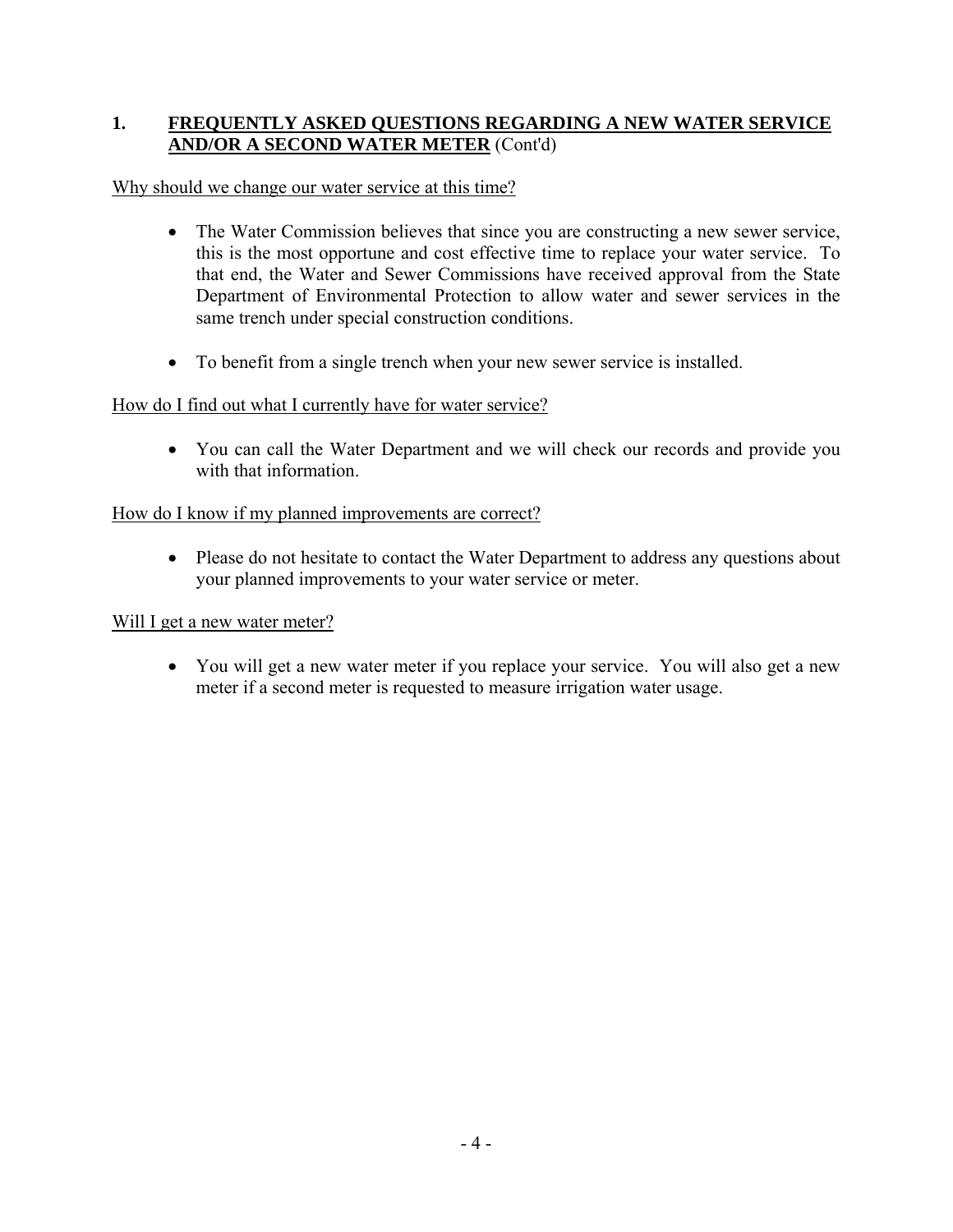## 1. <u>**FREQUENTLY ASKED QUESTIONS REGARDING A NEW WATER SERVICE AND/OR A SECOND WATER METER**</u> (Cont'd)

<u>Why should we change our water service at this time?</u>

- The Water Commission believes that since you are constructing a new sewer service, this is the most opportune and cost effective time to replace your water service. To that end, the Water and Sewer Commissions have received approval from the State Department of Environmental Protection to allow water and sewer services in the same trench under special construction conditions.
- To benefit from a single trench when your new sewer service is installed.

<u>How do I find out what I currently have for water service?</u>

- You can call the Water Department and we will check our records and provide you with that information.

<u>How do I know if my planned improvements are correct?</u>

- Please do not hesitate to contact the Water Department to address any questions about your planned improvements to your water service or meter.

<u>Will I get a new water meter?</u>

- You will get a new water meter if you replace your service. You will also get a new meter if a second meter is requested to measure irrigation water usage.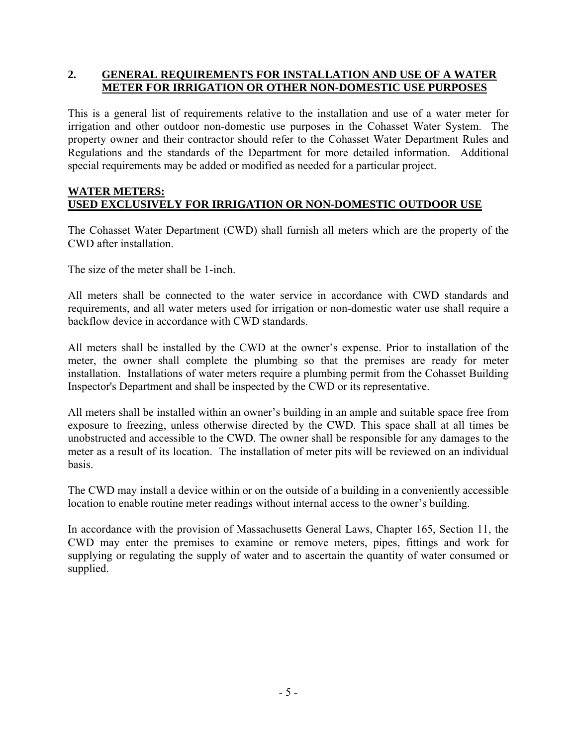## 2. GENERAL REQUIREMENTS FOR INSTALLATION AND USE OF A WATER METER FOR IRRIGATION OR OTHER NON-DOMESTIC USE PURPOSES

This is a general list of requirements relative to the installation and use of a water meter for irrigation and other outdoor non-domestic use purposes in the Cohasset Water System. The property owner and their contractor should refer to the Cohasset Water Department Rules and Regulations and the standards of the Department for more detailed information. Additional special requirements may be added or modified as needed for a particular project.

### WATER METERS: USED EXCLUSIVELY FOR IRRIGATION OR NON-DOMESTIC OUTDOOR USE

The Cohasset Water Department (CWD) shall furnish all meters which are the property of the CWD after installation.

The size of the meter shall be 1-inch.

All meters shall be connected to the water service in accordance with CWD standards and requirements, and all water meters used for irrigation or non-domestic water use shall require a backflow device in accordance with CWD standards.

All meters shall be installed by the CWD at the owner's expense. Prior to installation of the meter, the owner shall complete the plumbing so that the premises are ready for meter installation. Installations of water meters require a plumbing permit from the Cohasset Building Inspector's Department and shall be inspected by the CWD or its representative.

All meters shall be installed within an owner's building in an ample and suitable space free from exposure to freezing, unless otherwise directed by the CWD. This space shall at all times be unobstructed and accessible to the CWD. The owner shall be responsible for any damages to the meter as a result of its location. The installation of meter pits will be reviewed on an individual basis.

The CWD may install a device within or on the outside of a building in a conveniently accessible location to enable routine meter readings without internal access to the owner's building.

In accordance with the provision of Massachusetts General Laws, Chapter 165, Section 11, the CWD may enter the premises to examine or remove meters, pipes, fittings and work for supplying or regulating the supply of water and to ascertain the quantity of water consumed or supplied.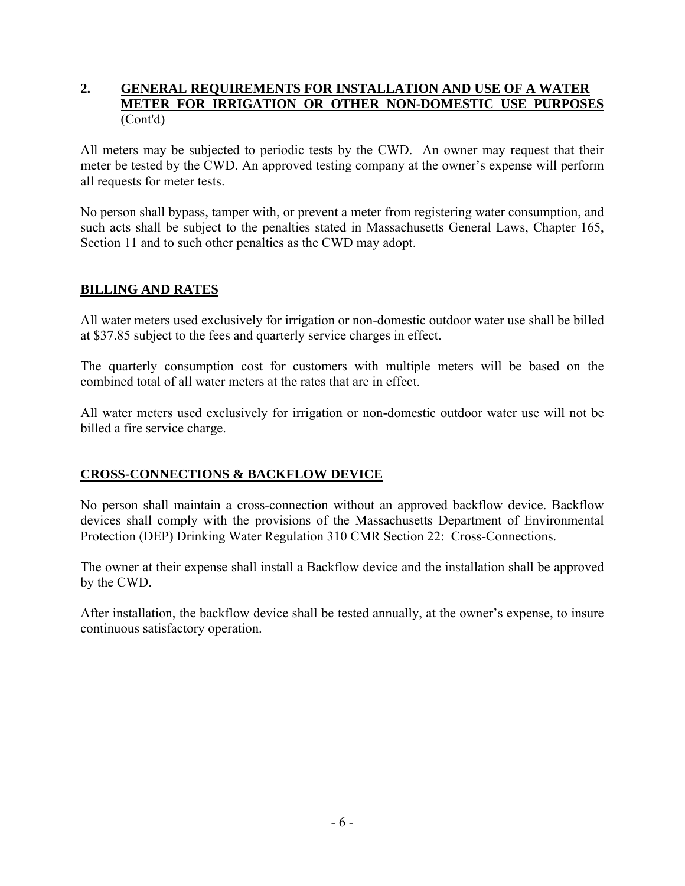## 2. GENERAL REQUIREMENTS FOR INSTALLATION AND USE OF A WATER METER FOR IRRIGATION OR OTHER NON-DOMESTIC USE PURPOSES (Cont'd)

All meters may be subjected to periodic tests by the CWD. An owner may request that their meter be tested by the CWD. An approved testing company at the owner's expense will perform all requests for meter tests.

No person shall bypass, tamper with, or prevent a meter from registering water consumption, and such acts shall be subject to the penalties stated in Massachusetts General Laws, Chapter 165, Section 11 and to such other penalties as the CWD may adopt.

### BILLING AND RATES

All water meters used exclusively for irrigation or non-domestic outdoor water use shall be billed at $37.85 subject to the fees and quarterly service charges in effect.

The quarterly consumption cost for customers with multiple meters will be based on the combined total of all water meters at the rates that are in effect.

All water meters used exclusively for irrigation or non-domestic outdoor water use will not be billed a fire service charge.

### CROSS-CONNECTIONS & BACKFLOW DEVICE

No person shall maintain a cross-connection without an approved backflow device. Backflow devices shall comply with the provisions of the Massachusetts Department of Environmental Protection (DEP) Drinking Water Regulation 310 CMR Section 22: Cross-Connections.

The owner at their expense shall install a Backflow device and the installation shall be approved by the CWD.

After installation, the backflow device shall be tested annually, at the owner's expense, to insure continuous satisfactory operation.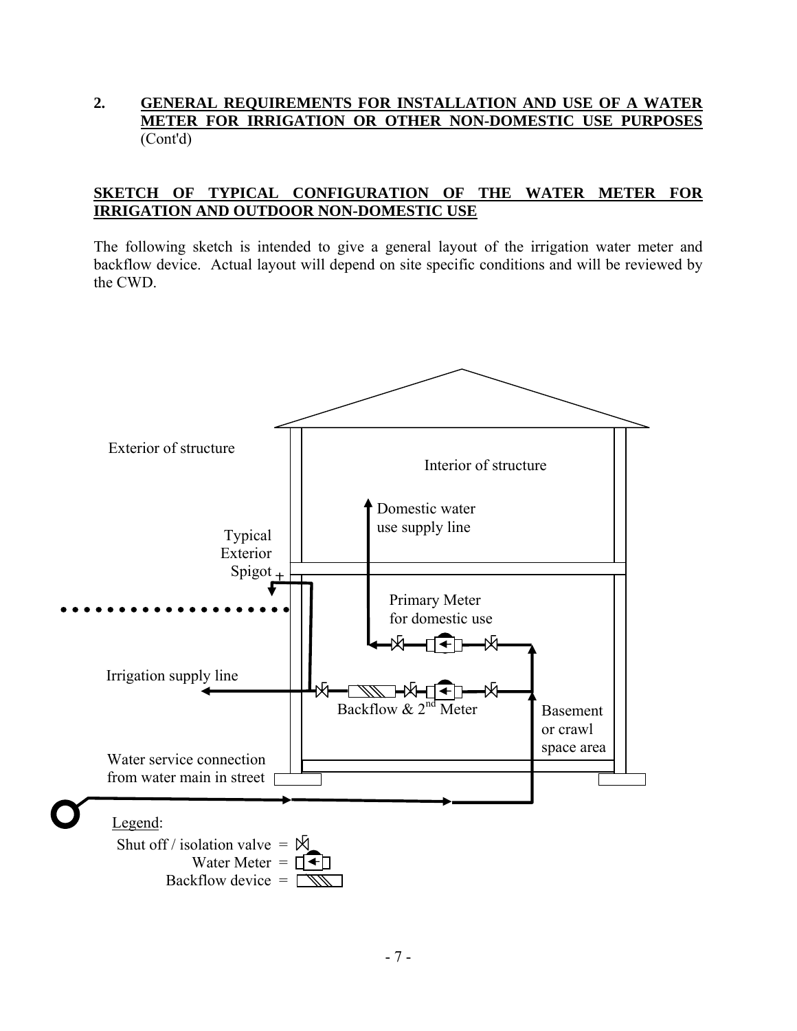**2. GENERAL REQUIREMENTS FOR INSTALLATION AND USE OF A WATER METER FOR IRRIGATION OR OTHER NON-DOMESTIC USE PURPOSES** (Cont'd)

**SKETCH OF TYPICAL CONFIGURATION OF THE WATER METER FOR IRRIGATION AND OUTDOOR NON-DOMESTIC USE**

The following sketch is intended to give a general layout of the irrigation water meter and backflow device. Actual layout will depend on site specific conditions and will be reviewed by the CWD.

Exterior of structure

Interior of structure

Domestic water use supply line

Typical Exterior Spigot

Primary Meter for domestic use

Irrigation supply line

Backflow & 2nd Meter

Basement or crawl space area

Water service connection from water main in street

Legend:

Shut off / isolation valve =

Water Meter =

Backflow device =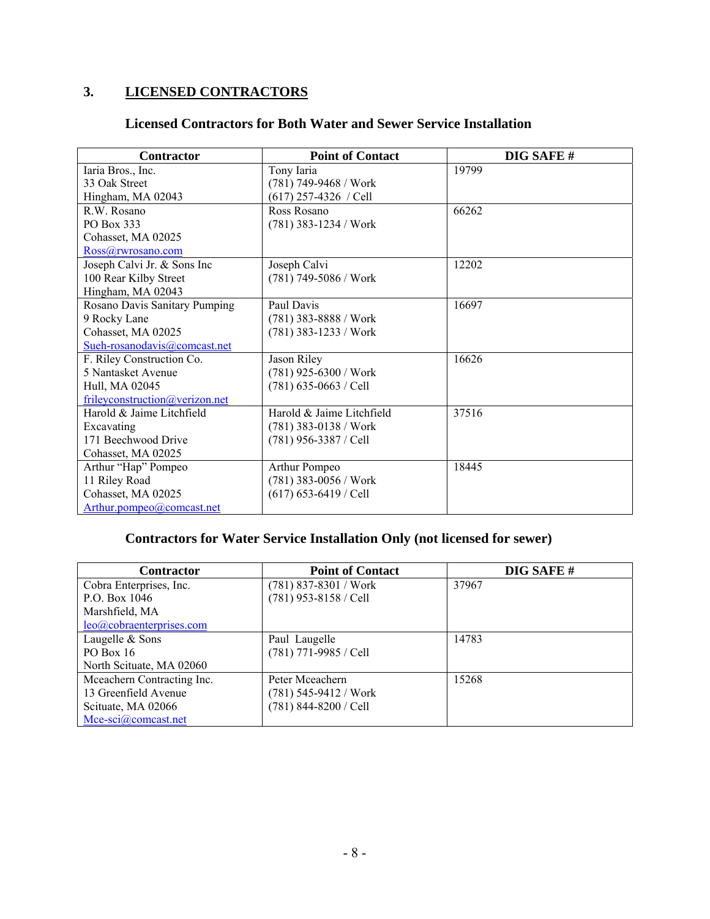## 3. LICENSED CONTRACTORS

### Licensed Contractors for Both Water and Sewer Service Installation

| Contractor | Point of Contact | DIG SAFE # |
|---|---|---|
| Iaria Bros., Inc.<br>33 Oak Street<br>Hingham, MA 02043 | Tony Iaria<br>(781) 749-9468 / Work<br>(617) 257-4326 / Cell | 19799 |
| R.W. Rosano<br>PO Box 333<br>Cohasset, MA 02025<br>Ross@rwrosano.com | Ross Rosano<br>(781) 383-1234 / Work | 66262 |
| Joseph Calvi Jr. & Sons Inc<br>100 Rear Kilby Street<br>Hingham, MA 02043 | Joseph Calvi<br>(781) 749-5086 / Work | 12202 |
| Rosano Davis Sanitary Pumping<br>9 Rocky Lane<br>Cohasset, MA 02025<br>Sueh-rosanodavis@comcast.net | Paul Davis<br>(781) 383-8888 / Work<br>(781) 383-1233 / Work | 16697 |
| F. Riley Construction Co.<br>5 Nantasket Avenue<br>Hull, MA 02045<br>frileyconstruction@verizon.net | Jason Riley<br>(781) 925-6300 / Work<br>(781) 635-0663 / Cell | 16626 |
| Harold & Jaime Litchfield Excavating<br>171 Beechwood Drive<br>Cohasset, MA 02025 | Harold & Jaime Litchfield<br>(781) 383-0138 / Work<br>(781) 956-3387 / Cell | 37516 |
| Arthur "Hap" Pompeo<br>11 Riley Road<br>Cohasset, MA 02025<br>Arthur.pompeo@comcast.net | Arthur Pompeo<br>(781) 383-0056 / Work<br>(617) 653-6419 / Cell | 18445 |

### Contractors for Water Service Installation Only (not licensed for sewer)

| Contractor | Point of Contact | DIG SAFE # |
|---|---|---|
| Cobra Enterprises, Inc.<br>P.O. Box 1046<br>Marshfield, MA<br>leo@cobraenterprises.com | (781) 837-8301 / Work<br>(781) 953-8158 / Cell | 37967 |
| Laugelle & Sons<br>PO Box 16<br>North Scituate, MA 02060 | Paul Laugelle<br>(781) 771-9985 / Cell | 14783 |
| Mceachern Contracting Inc.<br>13 Greenfield Avenue<br>Scituate, MA 02066<br>Mce-sci@comcast.net | Peter Mceachern<br>(781) 545-9412 / Work<br>(781) 844-8200 / Cell | 15268 |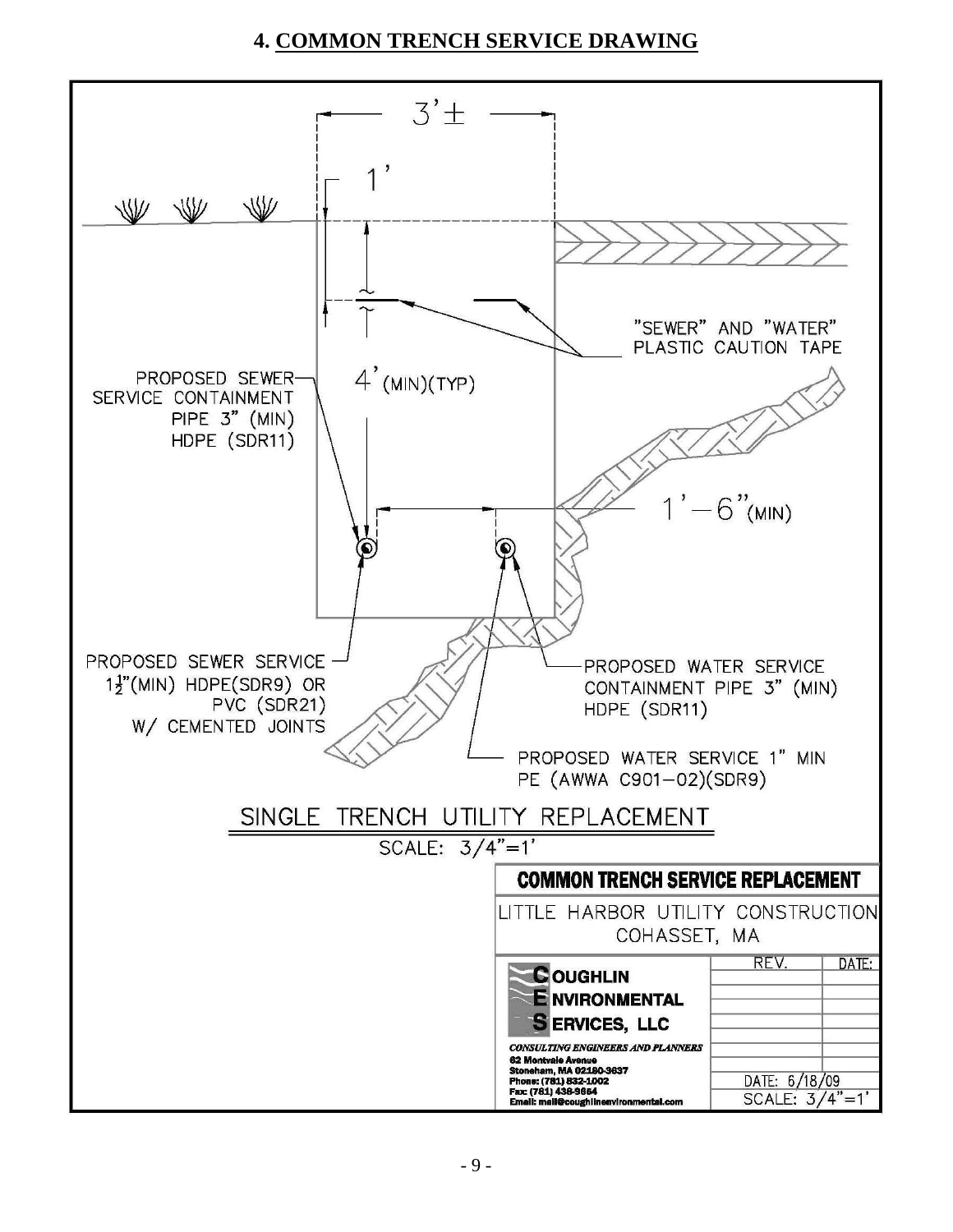## 4. COMMON TRENCH SERVICE DRAWING

3'±

1'

"SEWER" AND "WATER" PLASTIC CAUTION TAPE

PROPOSED SEWER SERVICE CONTAINMENT PIPE 3" (MIN) HDPE (SDR11)

4' (MIN)(TYP)

1'–6" (MIN)

PROPOSED SEWER SERVICE 1½"(MIN) HDPE(SDR9) OR PVC (SDR21) W/ CEMENTED JOINTS

PROPOSED WATER SERVICE CONTAINMENT PIPE 3" (MIN) HDPE (SDR11)

PROPOSED WATER SERVICE 1" MIN PE (AWWA C901–02)(SDR9)

SINGLE TRENCH UTILITY REPLACEMENT

SCALE: 3/4"=1'

**COMMON TRENCH SERVICE REPLACEMENT**

LITTLE HARBOR UTILITY CONSTRUCTION
COHASSET, MA

**COUGHLIN ENVIRONMENTAL SERVICES, LLC**

*CONSULTING ENGINEERS AND PLANNERS*
62 Montvale Avenue
Stoneham, MA 02180-3637
Phone: (781) 832-1002
Fax: (781) 438-9654
Email: mail@coughlinenvironmental.com

| REV. | DATE: |
|---|---|
| | |
| | |
| | |
| | |
| | |

DATE: 6/18/09
SCALE: 3/4"=1'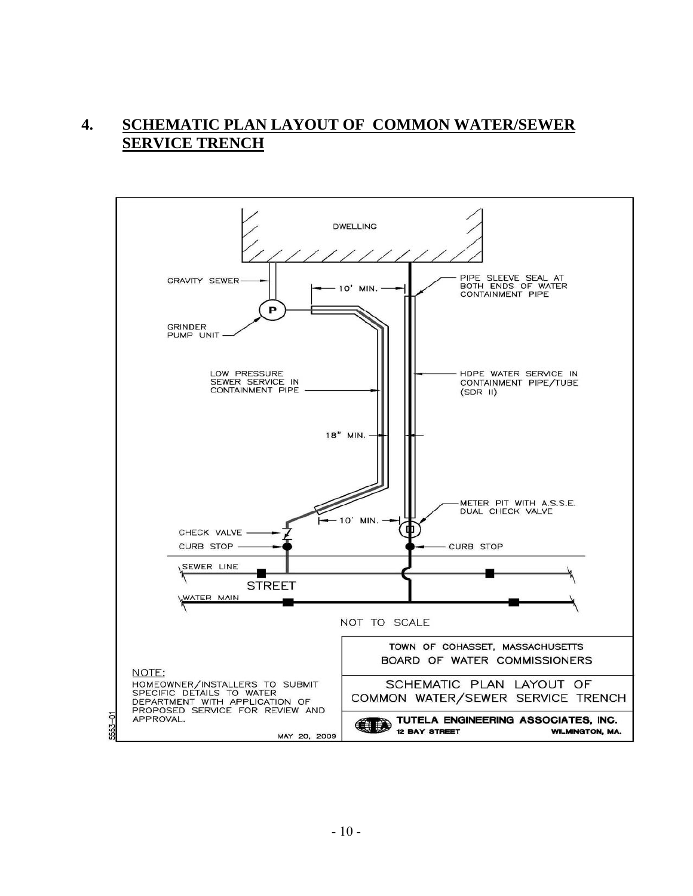## 4. SCHEMATIC PLAN LAYOUT OF COMMON WATER/SEWER SERVICE TRENCH

DWELLING

GRAVITY SEWER

GRINDER PUMP UNIT

P

10' MIN.

PIPE SLEEVE SEAL AT BOTH ENDS OF WATER CONTAINMENT PIPE

LOW PRESSURE SEWER SERVICE IN CONTAINMENT PIPE

HDPE WATER SERVICE IN CONTAINMENT PIPE/TUBE (SDR II)

18" MIN.

METER PIT WITH A.S.S.E. DUAL CHECK VALVE

10' MIN.

CHECK VALVE

CURB STOP

CURB STOP

SEWER LINE

STREET

WATER MAIN

NOT TO SCALE

TOWN OF COHASSET, MASSACHUSETTS
BOARD OF WATER COMMISSIONERS

SCHEMATIC PLAN LAYOUT OF
COMMON WATER/SEWER SERVICE TRENCH

TUTELA ENGINEERING ASSOCIATES, INC.
12 BAY STREET WILMINGTON, MA.

NOTE:
HOMEOWNER/INSTALLERS TO SUBMIT SPECIFIC DETAILS TO WATER DEPARTMENT WITH APPLICATION OF PROPOSED SERVICE FOR REVIEW AND APPROVAL.

MAY 20, 2009

5553-01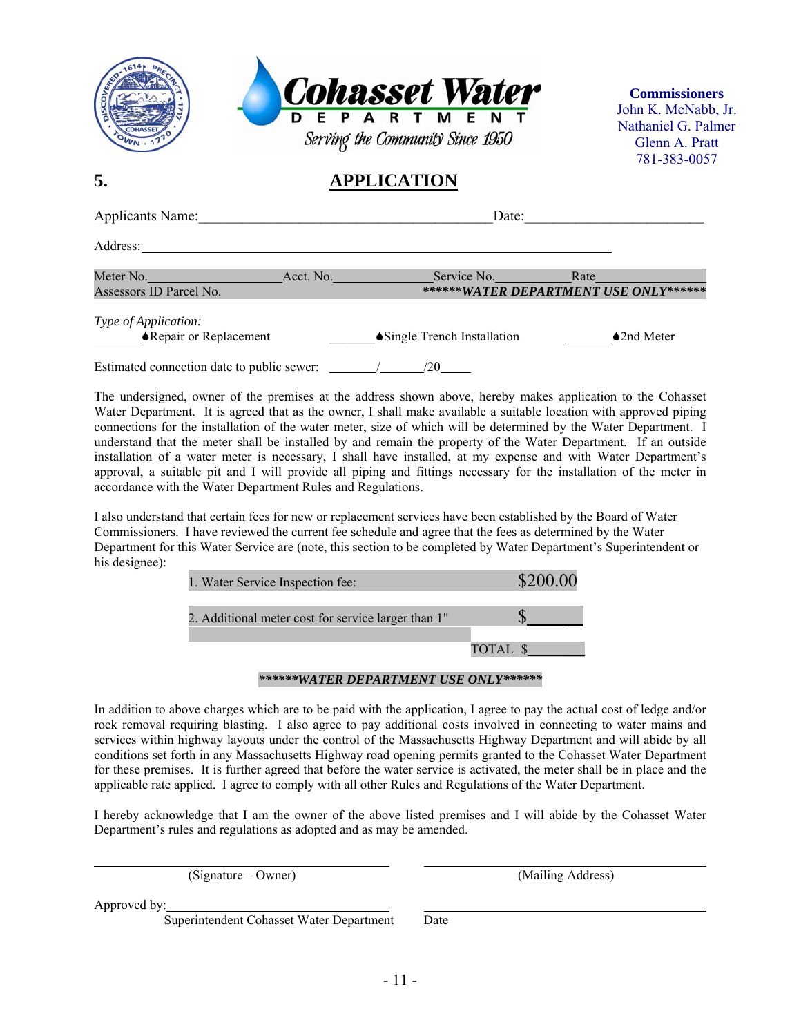Cohasset Water Department

Serving the Community Since 1950

**Commissioners**
John K. McNabb, Jr.
Nathaniel G. Palmer
Glenn A. Pratt
781-383-0057

**5.** **APPLICATION**

Applicants Name:_______________________________________ Date:_______________________

Address:_______________________________________________________________________

Meter No.__________________ Acct. No.______________ Service No.___________ Rate_______________
Assessors ID Parcel No. *******WATER DEPARTMENT USE ONLY******

*Type of Application:*
_______♦Repair or Replacement _______♦Single Trench Installation _______♦2nd Meter

Estimated connection date to public sewer: _______/_______/20_____

The undersigned, owner of the premises at the address shown above, hereby makes application to the Cohasset Water Department. It is agreed that as the owner, I shall make available a suitable location with approved piping connections for the installation of the water meter, size of which will be determined by the Water Department. I understand that the meter shall be installed by and remain the property of the Water Department. If an outside installation of a water meter is necessary, I shall have installed, at my expense and with Water Department's approval, a suitable pit and I will provide all piping and fittings necessary for the installation of the meter in accordance with the Water Department Rules and Regulations.

I also understand that certain fees for new or replacement services have been established by the Board of Water Commissioners. I have reviewed the current fee schedule and agree that the fees as determined by the Water Department for this Water Service are (note, this section to be completed by Water Department's Superintendent or his designee):

| | |
|---|---|
| 1. Water Service Inspection fee: | $200.00 |
| 2. Additional meter cost for service larger than 1" | $_______ |
| | TOTAL $________ |

*******WATER DEPARTMENT USE ONLY******

In addition to above charges which are to be paid with the application, I agree to pay the actual cost of ledge and/or rock removal requiring blasting. I also agree to pay additional costs involved in connecting to water mains and services within highway layouts under the control of the Massachusetts Highway Department and will abide by all conditions set forth in any Massachusetts Highway road opening permits granted to the Cohasset Water Department for these premises. It is further agreed that before the water service is activated, the meter shall be in place and the applicable rate applied. I agree to comply with all other Rules and Regulations of the Water Department.

I hereby acknowledge that I am the owner of the above listed premises and I will abide by the Cohasset Water Department's rules and regulations as adopted and as may be amended.

______________________________ ______________________________
(Signature – Owner) (Mailing Address)

Approved by:______________________________ ______________________________
Superintendent Cohasset Water Department Date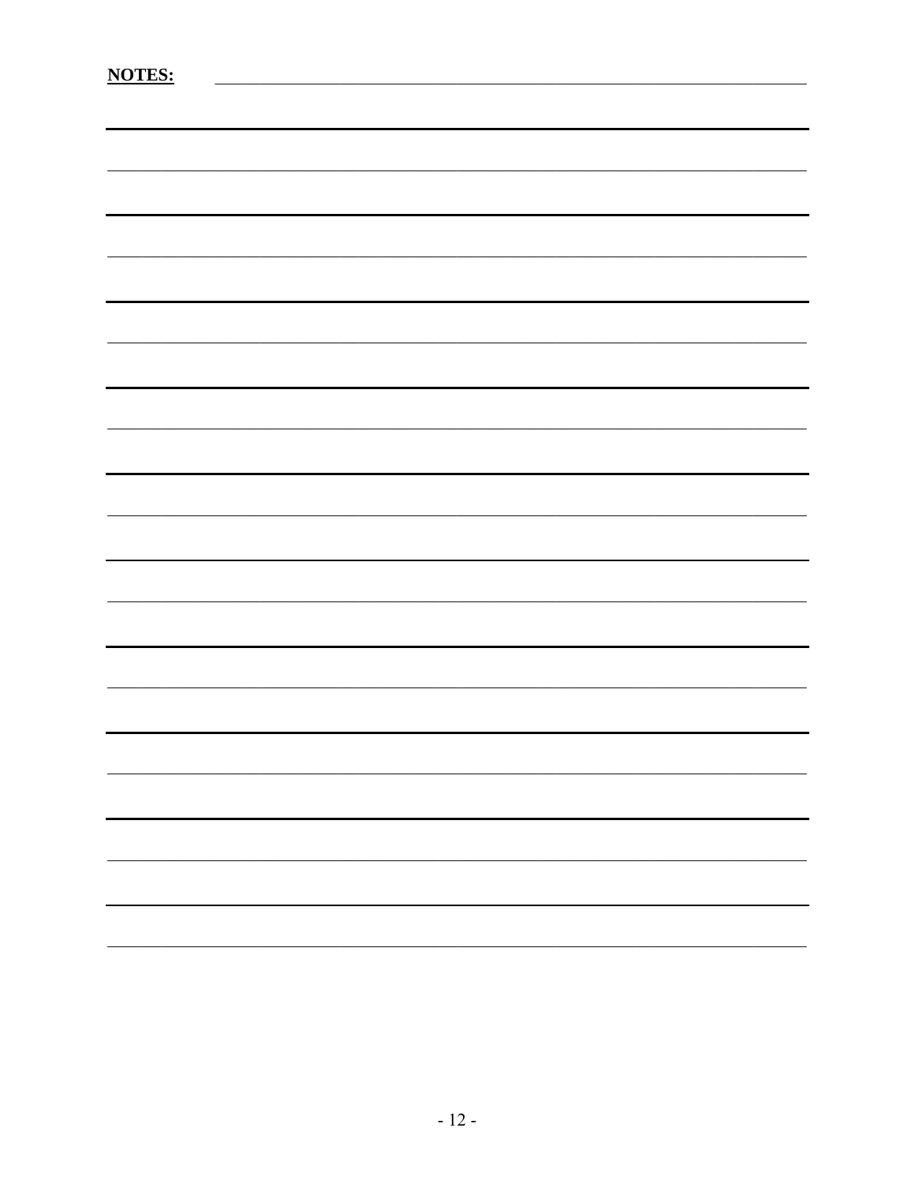**NOTES:**